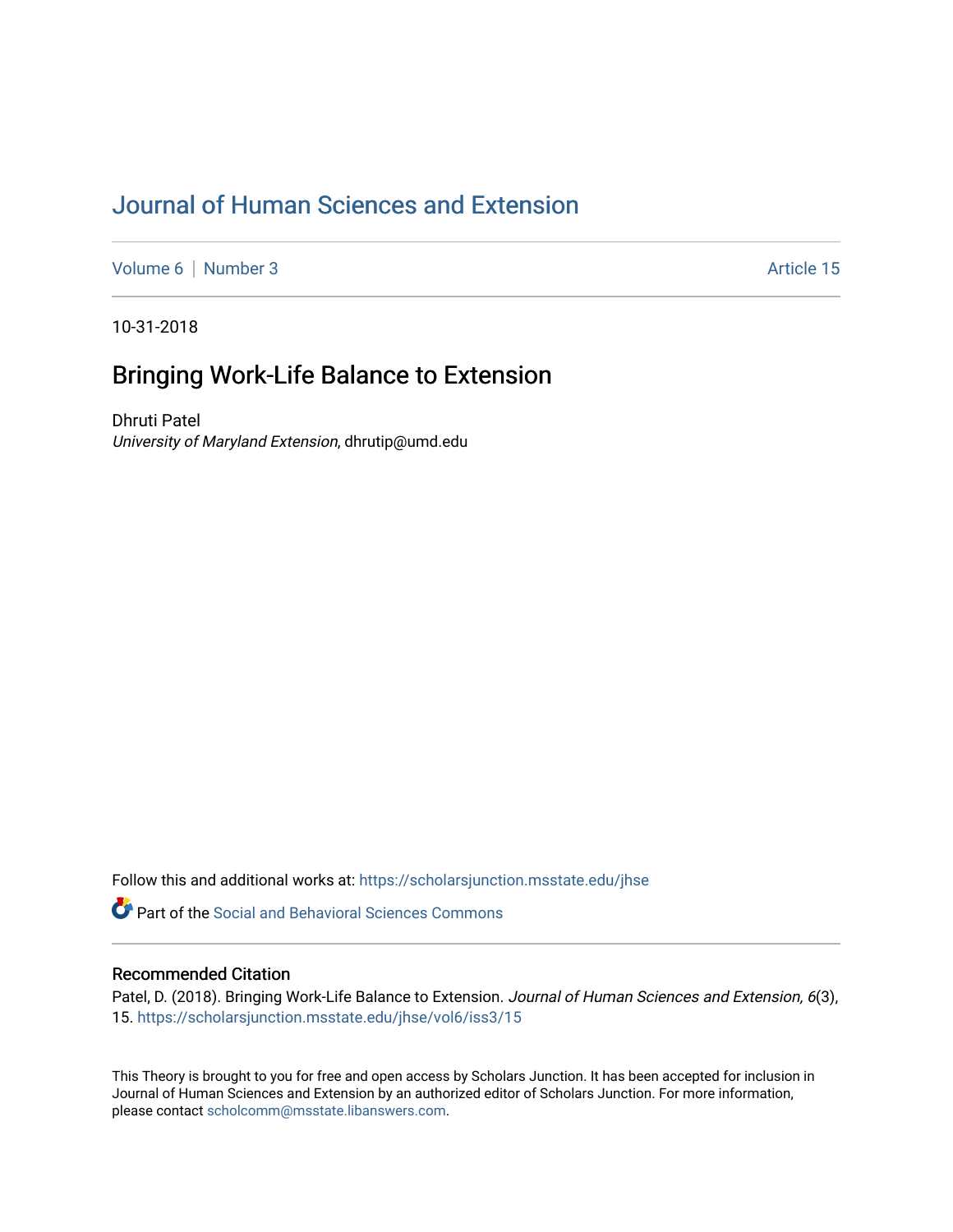# Journal of Human Sciences and Extension

Volume 6 | Number 3 | Article 15

10-31-2018

## Bringing Work-Life Balance to Extension

Dhruti Patel
*University of Maryland Extension*, dhrutip@umd.edu

Follow this and additional works at: https://scholarsjunction.msstate.edu/jhse

Part of the Social and Behavioral Sciences Commons

### Recommended Citation

Patel, D. (2018). Bringing Work-Life Balance to Extension. *Journal of Human Sciences and Extension, 6*(3), 15. https://scholarsjunction.msstate.edu/jhse/vol6/iss3/15

This Theory is brought to you for free and open access by Scholars Junction. It has been accepted for inclusion in Journal of Human Sciences and Extension by an authorized editor of Scholars Junction. For more information, please contact scholcomm@msstate.libanswers.com.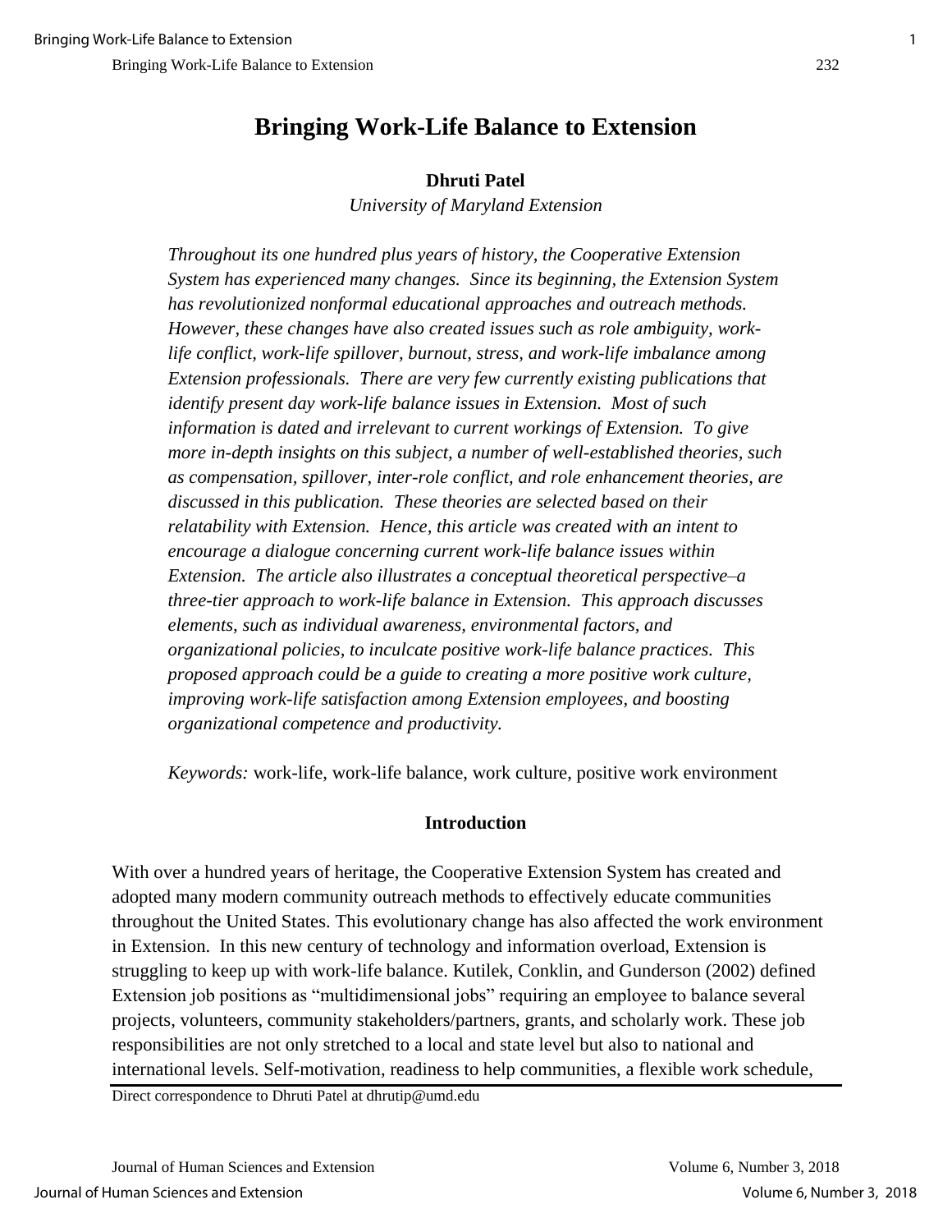# Bringing Work-Life Balance to Extension

**Dhruti Patel**
*University of Maryland Extension*

*Throughout its one hundred plus years of history, the Cooperative Extension System has experienced many changes. Since its beginning, the Extension System has revolutionized nonformal educational approaches and outreach methods. However, these changes have also created issues such as role ambiguity, work-life conflict, work-life spillover, burnout, stress, and work-life imbalance among Extension professionals. There are very few currently existing publications that identify present day work-life balance issues in Extension. Most of such information is dated and irrelevant to current workings of Extension. To give more in-depth insights on this subject, a number of well-established theories, such as compensation, spillover, inter-role conflict, and role enhancement theories, are discussed in this publication. These theories are selected based on their relatability with Extension. Hence, this article was created with an intent to encourage a dialogue concerning current work-life balance issues within Extension. The article also illustrates a conceptual theoretical perspective–a three-tier approach to work-life balance in Extension. This approach discusses elements, such as individual awareness, environmental factors, and organizational policies, to inculcate positive work-life balance practices. This proposed approach could be a guide to creating a more positive work culture, improving work-life satisfaction among Extension employees, and boosting organizational competence and productivity.*

*Keywords:* work-life, work-life balance, work culture, positive work environment

## Introduction

With over a hundred years of heritage, the Cooperative Extension System has created and adopted many modern community outreach methods to effectively educate communities throughout the United States. This evolutionary change has also affected the work environment in Extension. In this new century of technology and information overload, Extension is struggling to keep up with work-life balance. Kutilek, Conklin, and Gunderson (2002) defined Extension job positions as "multidimensional jobs" requiring an employee to balance several projects, volunteers, community stakeholders/partners, grants, and scholarly work. These job responsibilities are not only stretched to a local and state level but also to national and international levels. Self-motivation, readiness to help communities, a flexible work schedule,

Direct correspondence to Dhruti Patel at dhrutip@umd.edu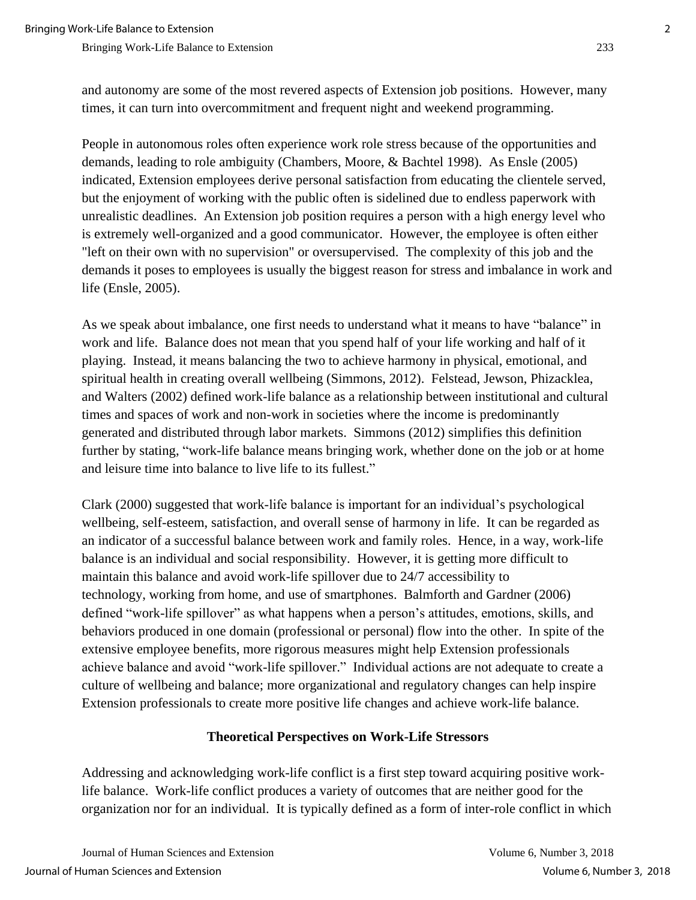and autonomy are some of the most revered aspects of Extension job positions. However, many times, it can turn into overcommitment and frequent night and weekend programming.

People in autonomous roles often experience work role stress because of the opportunities and demands, leading to role ambiguity (Chambers, Moore, & Bachtel 1998). As Ensle (2005) indicated, Extension employees derive personal satisfaction from educating the clientele served, but the enjoyment of working with the public often is sidelined due to endless paperwork with unrealistic deadlines. An Extension job position requires a person with a high energy level who is extremely well-organized and a good communicator. However, the employee is often either "left on their own with no supervision" or oversupervised. The complexity of this job and the demands it poses to employees is usually the biggest reason for stress and imbalance in work and life (Ensle, 2005).

As we speak about imbalance, one first needs to understand what it means to have "balance" in work and life. Balance does not mean that you spend half of your life working and half of it playing. Instead, it means balancing the two to achieve harmony in physical, emotional, and spiritual health in creating overall wellbeing (Simmons, 2012). Felstead, Jewson, Phizacklea, and Walters (2002) defined work-life balance as a relationship between institutional and cultural times and spaces of work and non-work in societies where the income is predominantly generated and distributed through labor markets. Simmons (2012) simplifies this definition further by stating, "work-life balance means bringing work, whether done on the job or at home and leisure time into balance to live life to its fullest."

Clark (2000) suggested that work-life balance is important for an individual's psychological wellbeing, self-esteem, satisfaction, and overall sense of harmony in life. It can be regarded as an indicator of a successful balance between work and family roles. Hence, in a way, work-life balance is an individual and social responsibility. However, it is getting more difficult to maintain this balance and avoid work-life spillover due to 24/7 accessibility to technology, working from home, and use of smartphones. Balmforth and Gardner (2006) defined "work-life spillover" as what happens when a person's attitudes, emotions, skills, and behaviors produced in one domain (professional or personal) flow into the other. In spite of the extensive employee benefits, more rigorous measures might help Extension professionals achieve balance and avoid "work-life spillover." Individual actions are not adequate to create a culture of wellbeing and balance; more organizational and regulatory changes can help inspire Extension professionals to create more positive life changes and achieve work-life balance.

## Theoretical Perspectives on Work-Life Stressors

Addressing and acknowledging work-life conflict is a first step toward acquiring positive work-life balance. Work-life conflict produces a variety of outcomes that are neither good for the organization nor for an individual. It is typically defined as a form of inter-role conflict in which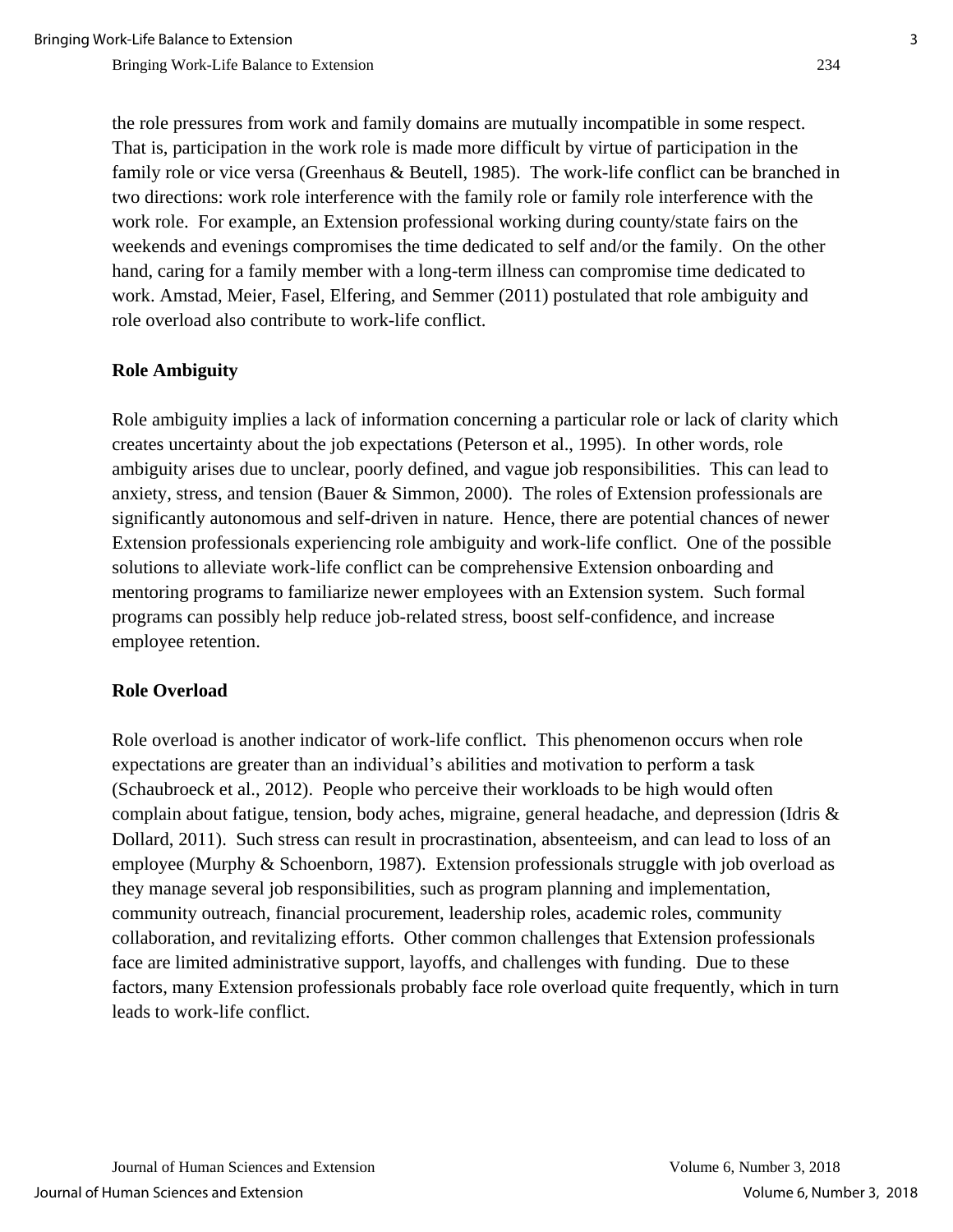the role pressures from work and family domains are mutually incompatible in some respect. That is, participation in the work role is made more difficult by virtue of participation in the family role or vice versa (Greenhaus & Beutell, 1985). The work-life conflict can be branched in two directions: work role interference with the family role or family role interference with the work role. For example, an Extension professional working during county/state fairs on the weekends and evenings compromises the time dedicated to self and/or the family. On the other hand, caring for a family member with a long-term illness can compromise time dedicated to work. Amstad, Meier, Fasel, Elfering, and Semmer (2011) postulated that role ambiguity and role overload also contribute to work-life conflict.

### Role Ambiguity

Role ambiguity implies a lack of information concerning a particular role or lack of clarity which creates uncertainty about the job expectations (Peterson et al., 1995). In other words, role ambiguity arises due to unclear, poorly defined, and vague job responsibilities. This can lead to anxiety, stress, and tension (Bauer & Simmon, 2000). The roles of Extension professionals are significantly autonomous and self-driven in nature. Hence, there are potential chances of newer Extension professionals experiencing role ambiguity and work-life conflict. One of the possible solutions to alleviate work-life conflict can be comprehensive Extension onboarding and mentoring programs to familiarize newer employees with an Extension system. Such formal programs can possibly help reduce job-related stress, boost self-confidence, and increase employee retention.

### Role Overload

Role overload is another indicator of work-life conflict. This phenomenon occurs when role expectations are greater than an individual's abilities and motivation to perform a task (Schaubroeck et al., 2012). People who perceive their workloads to be high would often complain about fatigue, tension, body aches, migraine, general headache, and depression (Idris & Dollard, 2011). Such stress can result in procrastination, absenteeism, and can lead to loss of an employee (Murphy & Schoenborn, 1987). Extension professionals struggle with job overload as they manage several job responsibilities, such as program planning and implementation, community outreach, financial procurement, leadership roles, academic roles, community collaboration, and revitalizing efforts. Other common challenges that Extension professionals face are limited administrative support, layoffs, and challenges with funding. Due to these factors, many Extension professionals probably face role overload quite frequently, which in turn leads to work-life conflict.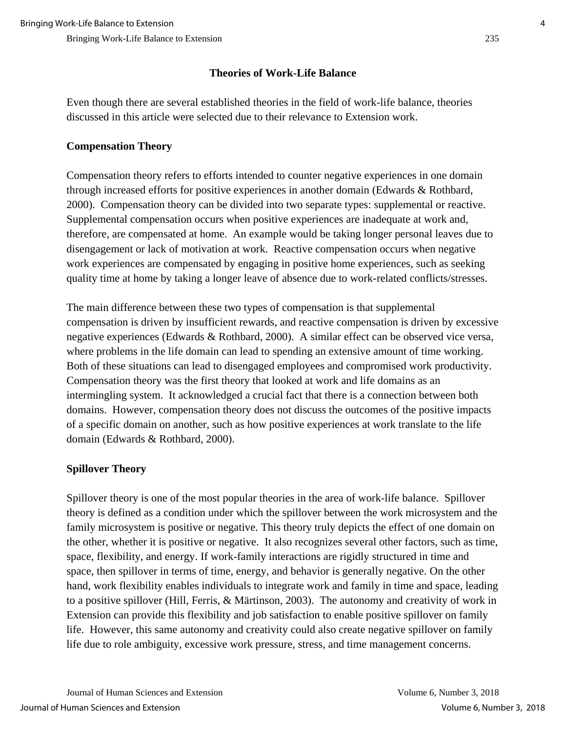## Theories of Work-Life Balance

Even though there are several established theories in the field of work-life balance, theories discussed in this article were selected due to their relevance to Extension work.

### Compensation Theory

Compensation theory refers to efforts intended to counter negative experiences in one domain through increased efforts for positive experiences in another domain (Edwards & Rothbard, 2000). Compensation theory can be divided into two separate types: supplemental or reactive. Supplemental compensation occurs when positive experiences are inadequate at work and, therefore, are compensated at home. An example would be taking longer personal leaves due to disengagement or lack of motivation at work. Reactive compensation occurs when negative work experiences are compensated by engaging in positive home experiences, such as seeking quality time at home by taking a longer leave of absence due to work-related conflicts/stresses.

The main difference between these two types of compensation is that supplemental compensation is driven by insufficient rewards, and reactive compensation is driven by excessive negative experiences (Edwards & Rothbard, 2000). A similar effect can be observed vice versa, where problems in the life domain can lead to spending an extensive amount of time working. Both of these situations can lead to disengaged employees and compromised work productivity. Compensation theory was the first theory that looked at work and life domains as an intermingling system. It acknowledged a crucial fact that there is a connection between both domains. However, compensation theory does not discuss the outcomes of the positive impacts of a specific domain on another, such as how positive experiences at work translate to the life domain (Edwards & Rothbard, 2000).

### Spillover Theory

Spillover theory is one of the most popular theories in the area of work-life balance. Spillover theory is defined as a condition under which the spillover between the work microsystem and the family microsystem is positive or negative. This theory truly depicts the effect of one domain on the other, whether it is positive or negative. It also recognizes several other factors, such as time, space, flexibility, and energy. If work-family interactions are rigidly structured in time and space, then spillover in terms of time, energy, and behavior is generally negative. On the other hand, work flexibility enables individuals to integrate work and family in time and space, leading to a positive spillover (Hill, Ferris, & Märtinson, 2003). The autonomy and creativity of work in Extension can provide this flexibility and job satisfaction to enable positive spillover on family life. However, this same autonomy and creativity could also create negative spillover on family life due to role ambiguity, excessive work pressure, stress, and time management concerns.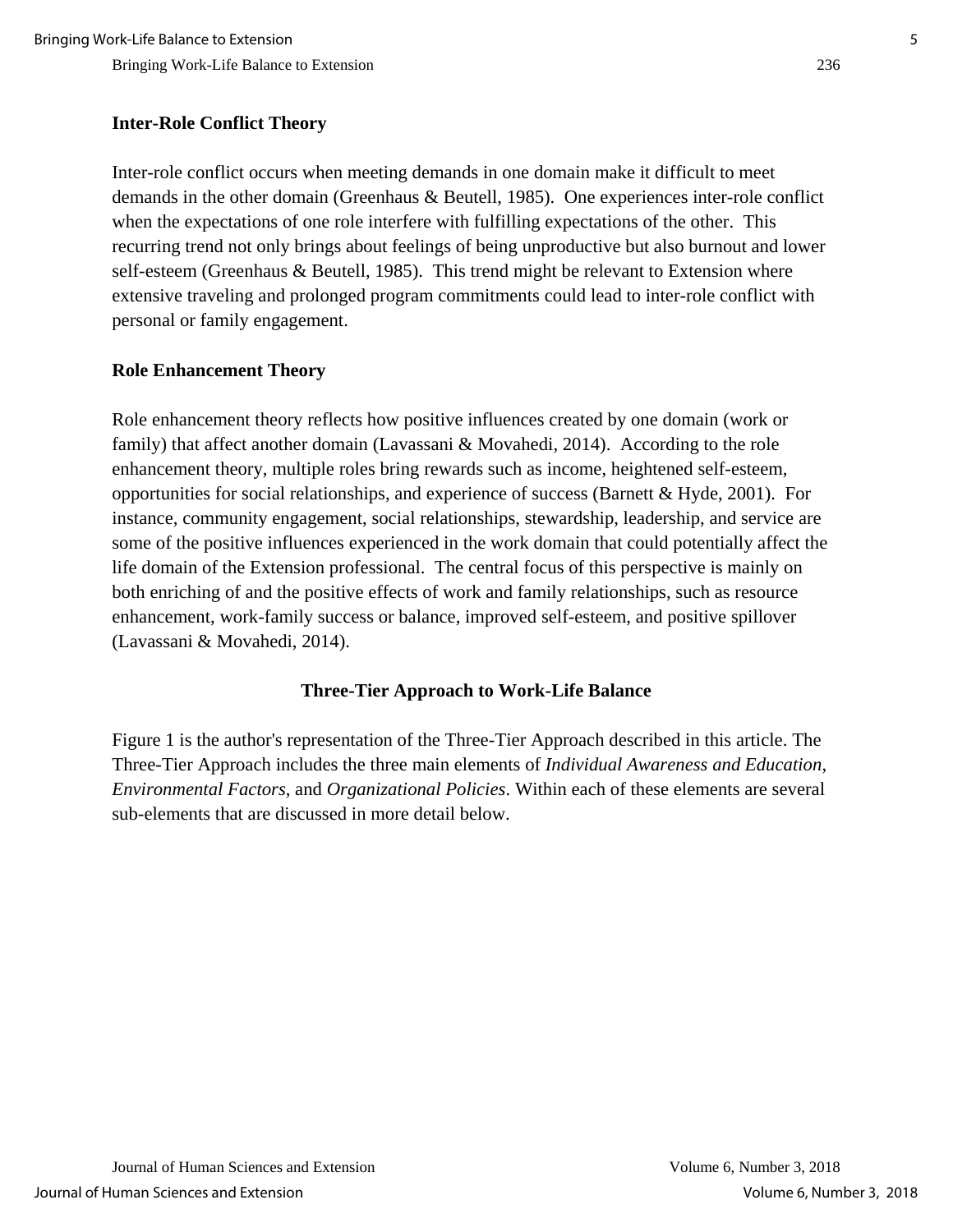### Inter-Role Conflict Theory

Inter-role conflict occurs when meeting demands in one domain make it difficult to meet demands in the other domain (Greenhaus & Beutell, 1985). One experiences inter-role conflict when the expectations of one role interfere with fulfilling expectations of the other. This recurring trend not only brings about feelings of being unproductive but also burnout and lower self-esteem (Greenhaus & Beutell, 1985). This trend might be relevant to Extension where extensive traveling and prolonged program commitments could lead to inter-role conflict with personal or family engagement.

### Role Enhancement Theory

Role enhancement theory reflects how positive influences created by one domain (work or family) that affect another domain (Lavassani & Movahedi, 2014). According to the role enhancement theory, multiple roles bring rewards such as income, heightened self-esteem, opportunities for social relationships, and experience of success (Barnett & Hyde, 2001). For instance, community engagement, social relationships, stewardship, leadership, and service are some of the positive influences experienced in the work domain that could potentially affect the life domain of the Extension professional. The central focus of this perspective is mainly on both enriching of and the positive effects of work and family relationships, such as resource enhancement, work-family success or balance, improved self-esteem, and positive spillover (Lavassani & Movahedi, 2014).

## Three-Tier Approach to Work-Life Balance

Figure 1 is the author's representation of the Three-Tier Approach described in this article. The Three-Tier Approach includes the three main elements of *Individual Awareness and Education, Environmental Factors*, and *Organizational Policies*. Within each of these elements are several sub-elements that are discussed in more detail below.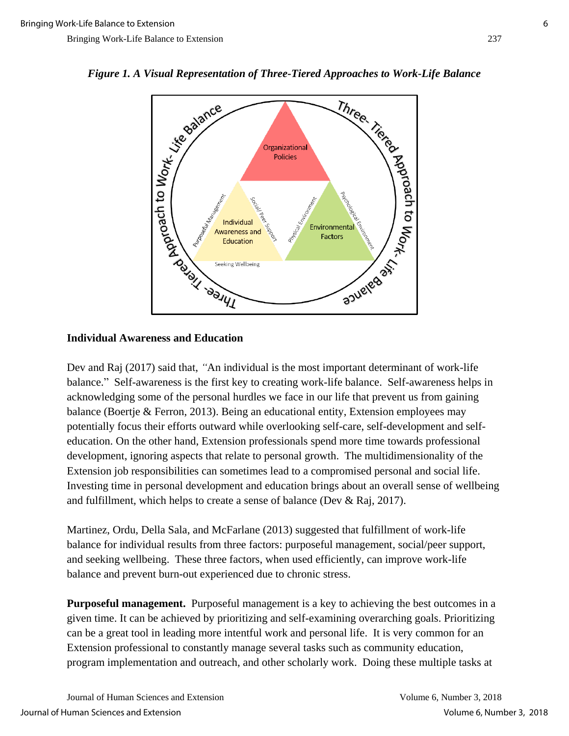*Figure 1. A Visual Representation of Three-Tiered Approaches to Work-Life Balance*

**Individual Awareness and Education**

Dev and Raj (2017) said that, *"*An individual is the most important determinant of work-life balance." Self-awareness is the first key to creating work-life balance. Self-awareness helps in acknowledging some of the personal hurdles we face in our life that prevent us from gaining balance (Boertje & Ferron, 2013). Being an educational entity, Extension employees may potentially focus their efforts outward while overlooking self-care, self-development and self-education. On the other hand, Extension professionals spend more time towards professional development, ignoring aspects that relate to personal growth. The multidimensionality of the Extension job responsibilities can sometimes lead to a compromised personal and social life. Investing time in personal development and education brings about an overall sense of wellbeing and fulfillment, which helps to create a sense of balance (Dev & Raj, 2017).

Martinez, Ordu, Della Sala, and McFarlane (2013) suggested that fulfillment of work-life balance for individual results from three factors: purposeful management, social/peer support, and seeking wellbeing. These three factors, when used efficiently, can improve work-life balance and prevent burn-out experienced due to chronic stress.

**Purposeful management.** Purposeful management is a key to achieving the best outcomes in a given time. It can be achieved by prioritizing and self-examining overarching goals. Prioritizing can be a great tool in leading more intentful work and personal life. It is very common for an Extension professional to constantly manage several tasks such as community education, program implementation and outreach, and other scholarly work. Doing these multiple tasks at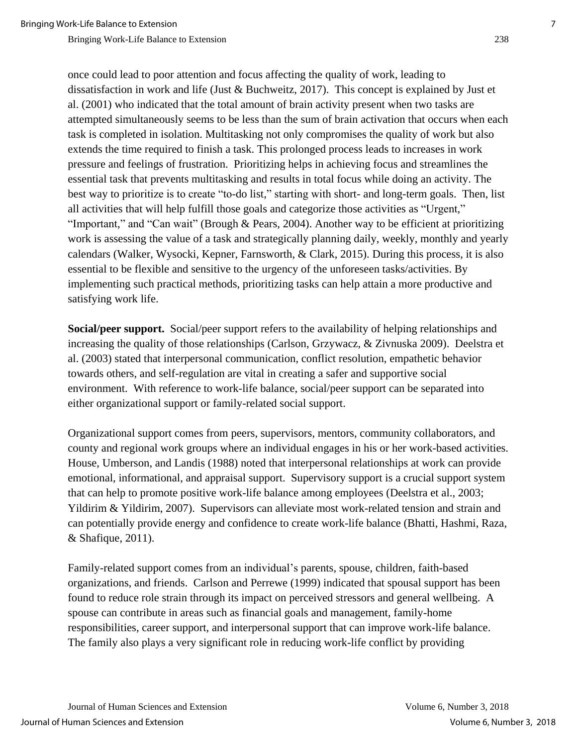once could lead to poor attention and focus affecting the quality of work, leading to dissatisfaction in work and life (Just & Buchweitz, 2017). This concept is explained by Just et al. (2001) who indicated that the total amount of brain activity present when two tasks are attempted simultaneously seems to be less than the sum of brain activation that occurs when each task is completed in isolation. Multitasking not only compromises the quality of work but also extends the time required to finish a task. This prolonged process leads to increases in work pressure and feelings of frustration. Prioritizing helps in achieving focus and streamlines the essential task that prevents multitasking and results in total focus while doing an activity. The best way to prioritize is to create "to-do list," starting with short- and long-term goals. Then, list all activities that will help fulfill those goals and categorize those activities as "Urgent," "Important," and "Can wait" (Brough & Pears, 2004). Another way to be efficient at prioritizing work is assessing the value of a task and strategically planning daily, weekly, monthly and yearly calendars (Walker, Wysocki, Kepner, Farnsworth, & Clark, 2015). During this process, it is also essential to be flexible and sensitive to the urgency of the unforeseen tasks/activities. By implementing such practical methods, prioritizing tasks can help attain a more productive and satisfying work life.

**Social/peer support.** Social/peer support refers to the availability of helping relationships and increasing the quality of those relationships (Carlson, Grzywacz, & Zivnuska 2009). Deelstra et al. (2003) stated that interpersonal communication, conflict resolution, empathetic behavior towards others, and self-regulation are vital in creating a safer and supportive social environment. With reference to work-life balance, social/peer support can be separated into either organizational support or family-related social support.

Organizational support comes from peers, supervisors, mentors, community collaborators, and county and regional work groups where an individual engages in his or her work-based activities. House, Umberson, and Landis (1988) noted that interpersonal relationships at work can provide emotional, informational, and appraisal support. Supervisory support is a crucial support system that can help to promote positive work-life balance among employees (Deelstra et al., 2003; Yildirim & Yildirim, 2007). Supervisors can alleviate most work-related tension and strain and can potentially provide energy and confidence to create work-life balance (Bhatti, Hashmi, Raza, & Shafique, 2011).

Family-related support comes from an individual's parents, spouse, children, faith-based organizations, and friends. Carlson and Perrewe (1999) indicated that spousal support has been found to reduce role strain through its impact on perceived stressors and general wellbeing. A spouse can contribute in areas such as financial goals and management, family-home responsibilities, career support, and interpersonal support that can improve work-life balance. The family also plays a very significant role in reducing work-life conflict by providing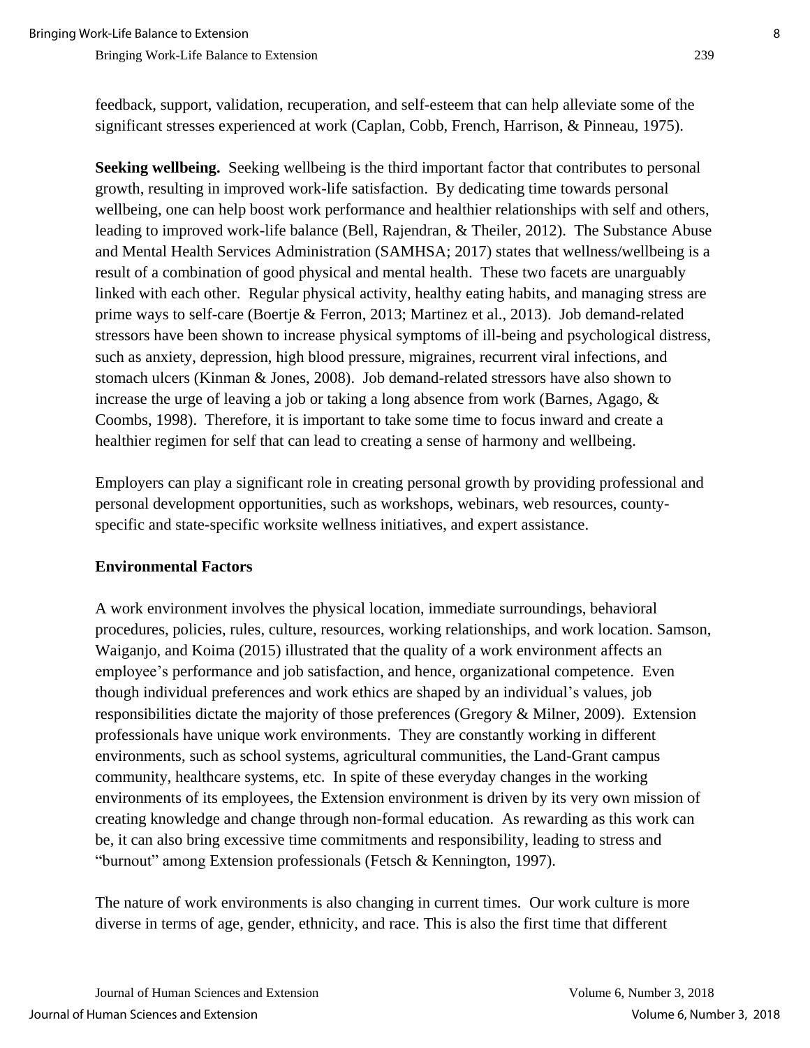feedback, support, validation, recuperation, and self-esteem that can help alleviate some of the significant stresses experienced at work (Caplan, Cobb, French, Harrison, & Pinneau, 1975).

**Seeking wellbeing.** Seeking wellbeing is the third important factor that contributes to personal growth, resulting in improved work-life satisfaction. By dedicating time towards personal wellbeing, one can help boost work performance and healthier relationships with self and others, leading to improved work-life balance (Bell, Rajendran, & Theiler, 2012). The Substance Abuse and Mental Health Services Administration (SAMHSA; 2017) states that wellness/wellbeing is a result of a combination of good physical and mental health. These two facets are unarguably linked with each other. Regular physical activity, healthy eating habits, and managing stress are prime ways to self-care (Boertje & Ferron, 2013; Martinez et al., 2013). Job demand-related stressors have been shown to increase physical symptoms of ill-being and psychological distress, such as anxiety, depression, high blood pressure, migraines, recurrent viral infections, and stomach ulcers (Kinman & Jones, 2008). Job demand-related stressors have also shown to increase the urge of leaving a job or taking a long absence from work (Barnes, Agago, & Coombs, 1998). Therefore, it is important to take some time to focus inward and create a healthier regimen for self that can lead to creating a sense of harmony and wellbeing.

Employers can play a significant role in creating personal growth by providing professional and personal development opportunities, such as workshops, webinars, web resources, county-specific and state-specific worksite wellness initiatives, and expert assistance.

### Environmental Factors

A work environment involves the physical location, immediate surroundings, behavioral procedures, policies, rules, culture, resources, working relationships, and work location. Samson, Waiganjo, and Koima (2015) illustrated that the quality of a work environment affects an employee's performance and job satisfaction, and hence, organizational competence. Even though individual preferences and work ethics are shaped by an individual's values, job responsibilities dictate the majority of those preferences (Gregory & Milner, 2009). Extension professionals have unique work environments. They are constantly working in different environments, such as school systems, agricultural communities, the Land-Grant campus community, healthcare systems, etc. In spite of these everyday changes in the working environments of its employees, the Extension environment is driven by its very own mission of creating knowledge and change through non-formal education. As rewarding as this work can be, it can also bring excessive time commitments and responsibility, leading to stress and "burnout" among Extension professionals (Fetsch & Kennington, 1997).

The nature of work environments is also changing in current times. Our work culture is more diverse in terms of age, gender, ethnicity, and race. This is also the first time that different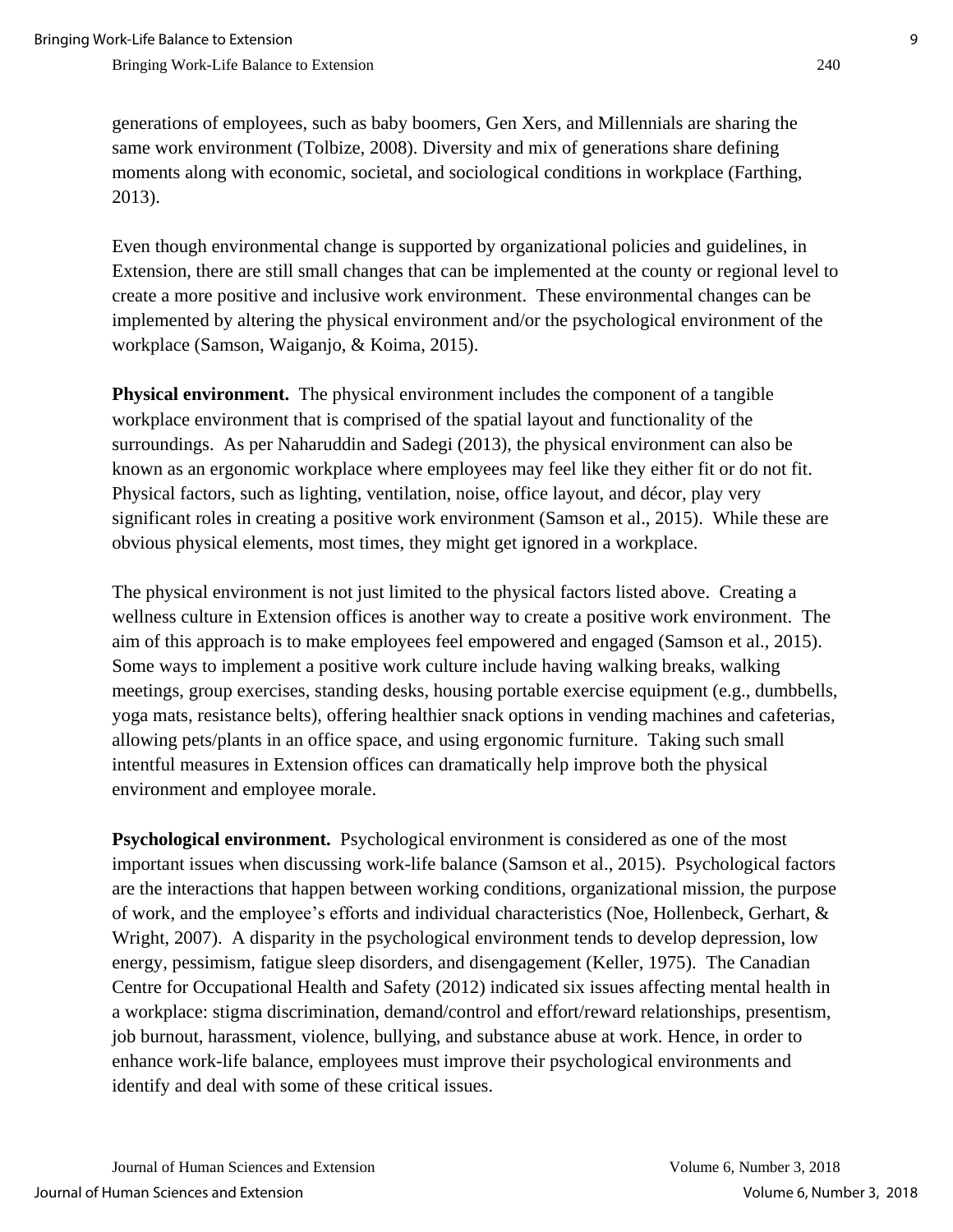generations of employees, such as baby boomers, Gen Xers, and Millennials are sharing the same work environment (Tolbize, 2008). Diversity and mix of generations share defining moments along with economic, societal, and sociological conditions in workplace (Farthing, 2013).

Even though environmental change is supported by organizational policies and guidelines, in Extension, there are still small changes that can be implemented at the county or regional level to create a more positive and inclusive work environment. These environmental changes can be implemented by altering the physical environment and/or the psychological environment of the workplace (Samson, Waiganjo, & Koima, 2015).

**Physical environment.** The physical environment includes the component of a tangible workplace environment that is comprised of the spatial layout and functionality of the surroundings. As per Naharuddin and Sadegi (2013), the physical environment can also be known as an ergonomic workplace where employees may feel like they either fit or do not fit. Physical factors, such as lighting, ventilation, noise, office layout, and décor, play very significant roles in creating a positive work environment (Samson et al., 2015). While these are obvious physical elements, most times, they might get ignored in a workplace.

The physical environment is not just limited to the physical factors listed above. Creating a wellness culture in Extension offices is another way to create a positive work environment. The aim of this approach is to make employees feel empowered and engaged (Samson et al., 2015). Some ways to implement a positive work culture include having walking breaks, walking meetings, group exercises, standing desks, housing portable exercise equipment (e.g., dumbbells, yoga mats, resistance belts), offering healthier snack options in vending machines and cafeterias, allowing pets/plants in an office space, and using ergonomic furniture. Taking such small intentful measures in Extension offices can dramatically help improve both the physical environment and employee morale.

**Psychological environment.** Psychological environment is considered as one of the most important issues when discussing work-life balance (Samson et al., 2015). Psychological factors are the interactions that happen between working conditions, organizational mission, the purpose of work, and the employee's efforts and individual characteristics (Noe, Hollenbeck, Gerhart, & Wright, 2007). A disparity in the psychological environment tends to develop depression, low energy, pessimism, fatigue sleep disorders, and disengagement (Keller, 1975). The Canadian Centre for Occupational Health and Safety (2012) indicated six issues affecting mental health in a workplace: stigma discrimination, demand/control and effort/reward relationships, presentism, job burnout, harassment, violence, bullying, and substance abuse at work. Hence, in order to enhance work-life balance, employees must improve their psychological environments and identify and deal with some of these critical issues.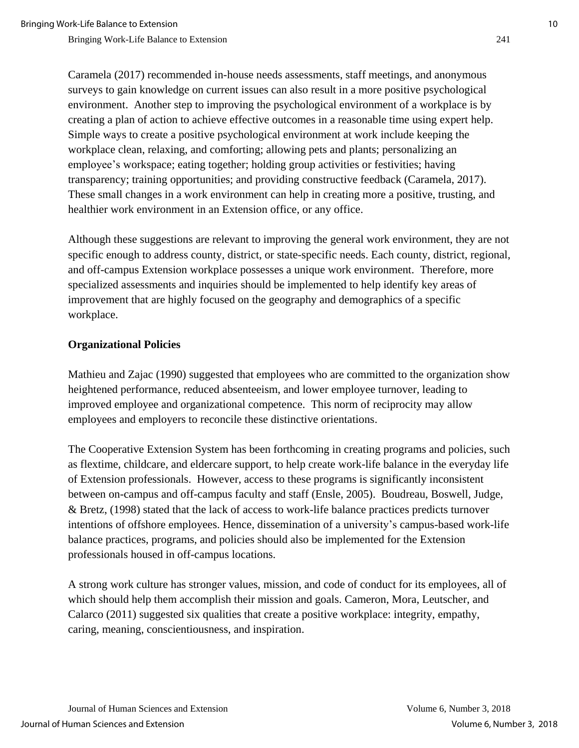Caramela (2017) recommended in-house needs assessments, staff meetings, and anonymous surveys to gain knowledge on current issues can also result in a more positive psychological environment. Another step to improving the psychological environment of a workplace is by creating a plan of action to achieve effective outcomes in a reasonable time using expert help. Simple ways to create a positive psychological environment at work include keeping the workplace clean, relaxing, and comforting; allowing pets and plants; personalizing an employee's workspace; eating together; holding group activities or festivities; having transparency; training opportunities; and providing constructive feedback (Caramela, 2017). These small changes in a work environment can help in creating more a positive, trusting, and healthier work environment in an Extension office, or any office.

Although these suggestions are relevant to improving the general work environment, they are not specific enough to address county, district, or state-specific needs. Each county, district, regional, and off-campus Extension workplace possesses a unique work environment. Therefore, more specialized assessments and inquiries should be implemented to help identify key areas of improvement that are highly focused on the geography and demographics of a specific workplace.

## Organizational Policies

Mathieu and Zajac (1990) suggested that employees who are committed to the organization show heightened performance, reduced absenteeism, and lower employee turnover, leading to improved employee and organizational competence. This norm of reciprocity may allow employees and employers to reconcile these distinctive orientations.

The Cooperative Extension System has been forthcoming in creating programs and policies, such as flextime, childcare, and eldercare support, to help create work-life balance in the everyday life of Extension professionals. However, access to these programs is significantly inconsistent between on-campus and off-campus faculty and staff (Ensle, 2005). Boudreau, Boswell, Judge, & Bretz, (1998) stated that the lack of access to work-life balance practices predicts turnover intentions of offshore employees. Hence, dissemination of a university's campus-based work-life balance practices, programs, and policies should also be implemented for the Extension professionals housed in off-campus locations.

A strong work culture has stronger values, mission, and code of conduct for its employees, all of which should help them accomplish their mission and goals. Cameron, Mora, Leutscher, and Calarco (2011) suggested six qualities that create a positive workplace: integrity, empathy, caring, meaning, conscientiousness, and inspiration.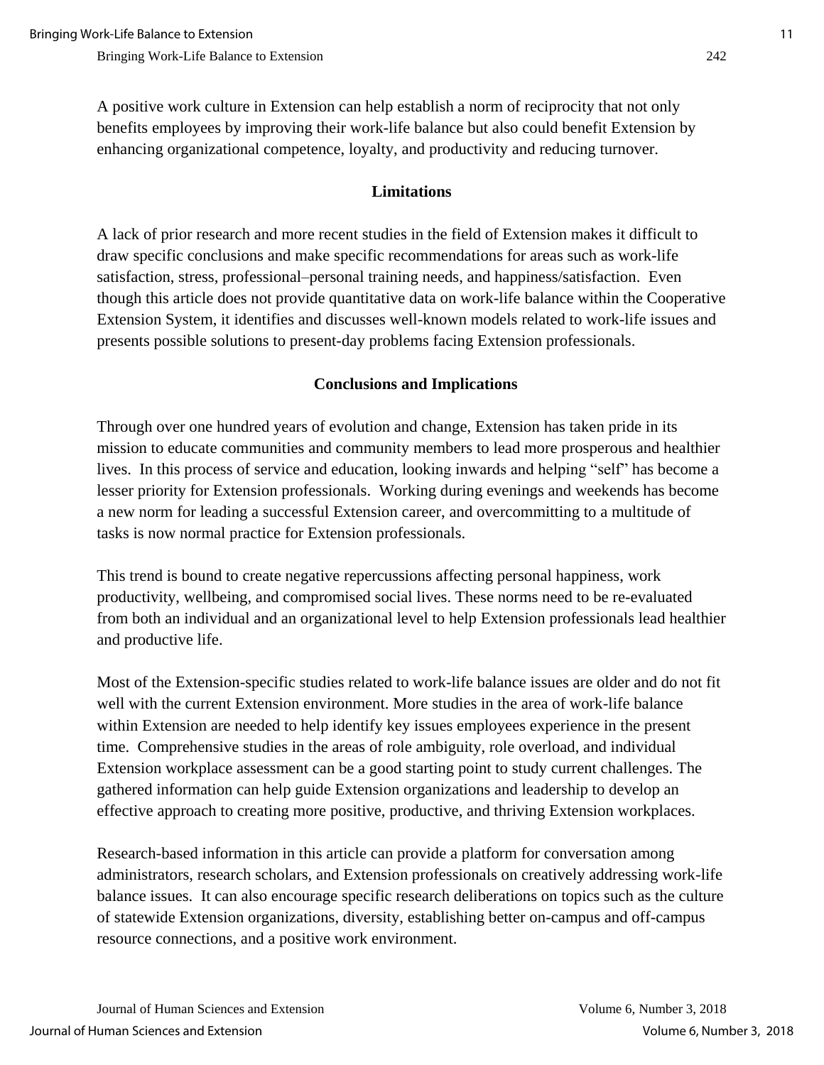A positive work culture in Extension can help establish a norm of reciprocity that not only benefits employees by improving their work-life balance but also could benefit Extension by enhancing organizational competence, loyalty, and productivity and reducing turnover.

## Limitations

A lack of prior research and more recent studies in the field of Extension makes it difficult to draw specific conclusions and make specific recommendations for areas such as work-life satisfaction, stress, professional–personal training needs, and happiness/satisfaction. Even though this article does not provide quantitative data on work-life balance within the Cooperative Extension System, it identifies and discusses well-known models related to work-life issues and presents possible solutions to present-day problems facing Extension professionals.

## Conclusions and Implications

Through over one hundred years of evolution and change, Extension has taken pride in its mission to educate communities and community members to lead more prosperous and healthier lives. In this process of service and education, looking inwards and helping "self" has become a lesser priority for Extension professionals. Working during evenings and weekends has become a new norm for leading a successful Extension career, and overcommitting to a multitude of tasks is now normal practice for Extension professionals.

This trend is bound to create negative repercussions affecting personal happiness, work productivity, wellbeing, and compromised social lives. These norms need to be re-evaluated from both an individual and an organizational level to help Extension professionals lead healthier and productive life.

Most of the Extension-specific studies related to work-life balance issues are older and do not fit well with the current Extension environment. More studies in the area of work-life balance within Extension are needed to help identify key issues employees experience in the present time. Comprehensive studies in the areas of role ambiguity, role overload, and individual Extension workplace assessment can be a good starting point to study current challenges. The gathered information can help guide Extension organizations and leadership to develop an effective approach to creating more positive, productive, and thriving Extension workplaces.

Research-based information in this article can provide a platform for conversation among administrators, research scholars, and Extension professionals on creatively addressing work-life balance issues. It can also encourage specific research deliberations on topics such as the culture of statewide Extension organizations, diversity, establishing better on-campus and off-campus resource connections, and a positive work environment.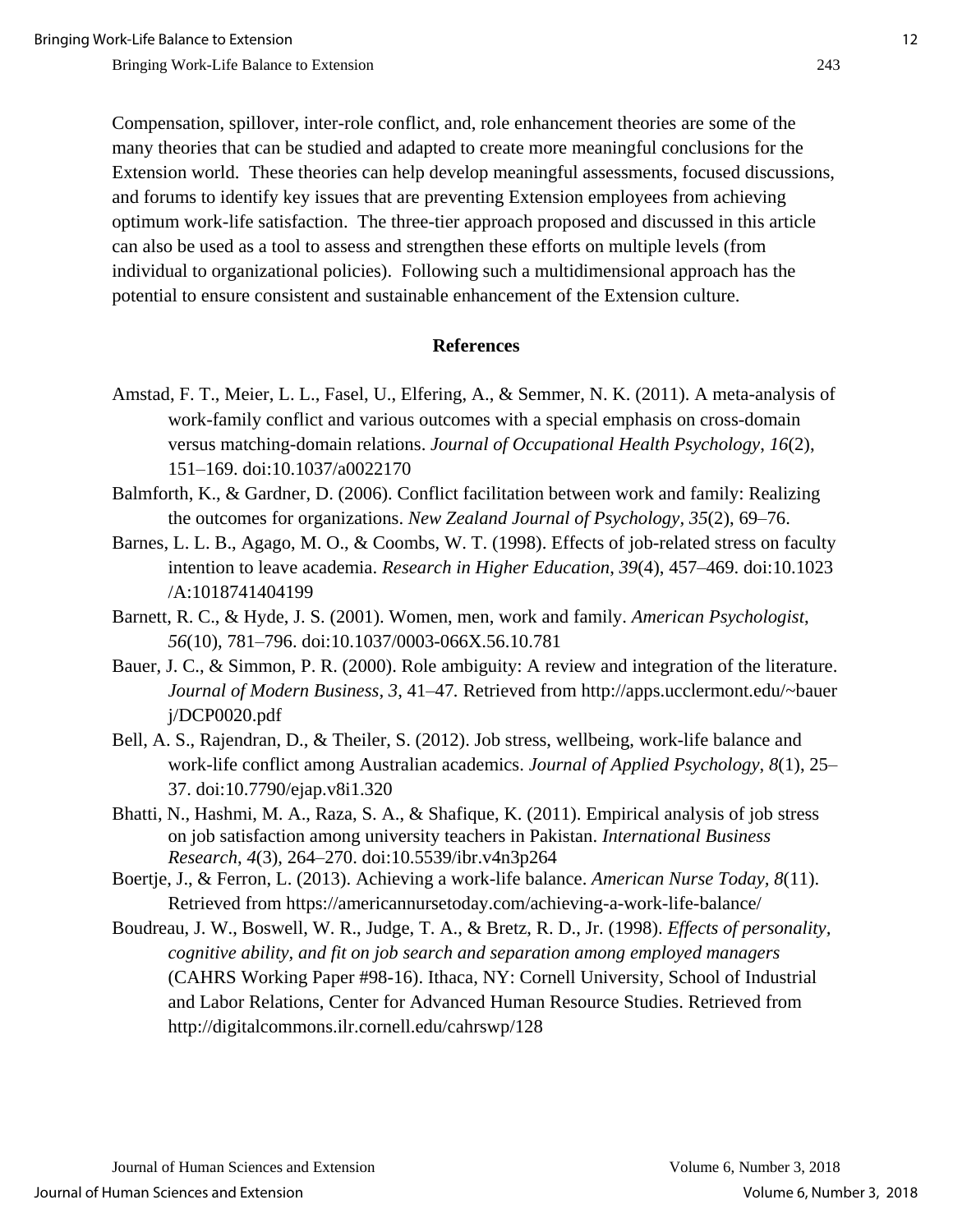Compensation, spillover, inter-role conflict, and, role enhancement theories are some of the many theories that can be studied and adapted to create more meaningful conclusions for the Extension world. These theories can help develop meaningful assessments, focused discussions, and forums to identify key issues that are preventing Extension employees from achieving optimum work-life satisfaction. The three-tier approach proposed and discussed in this article can also be used as a tool to assess and strengthen these efforts on multiple levels (from individual to organizational policies). Following such a multidimensional approach has the potential to ensure consistent and sustainable enhancement of the Extension culture.

## References

Amstad, F. T., Meier, L. L., Fasel, U., Elfering, A., & Semmer, N. K. (2011). A meta-analysis of work-family conflict and various outcomes with a special emphasis on cross-domain versus matching-domain relations. *Journal of Occupational Health Psychology*, *16*(2), 151–169. doi:10.1037/a0022170

Balmforth, K., & Gardner, D. (2006). Conflict facilitation between work and family: Realizing the outcomes for organizations. *New Zealand Journal of Psychology, 35*(2), 69–76.

Barnes, L. L. B., Agago, M. O., & Coombs, W. T. (1998). Effects of job-related stress on faculty intention to leave academia. *Research in Higher Education*, *39*(4), 457–469. doi:10.1023/A:1018741404199

Barnett, R. C., & Hyde, J. S. (2001). Women, men, work and family. *American Psychologist*, *56*(10), 781–796. doi:10.1037/0003-066X.56.10.781

Bauer, J. C., & Simmon, P. R. (2000). Role ambiguity: A review and integration of the literature. *Journal of Modern Business, 3*, 41–47. Retrieved from http://apps.ucclermont.edu/~bauerj/DCP0020.pdf

Bell, A. S., Rajendran, D., & Theiler, S. (2012). Job stress, wellbeing, work-life balance and work-life conflict among Australian academics. *Journal of Applied Psychology, 8*(1), 25–37. doi:10.7790/ejap.v8i1.320

Bhatti, N., Hashmi, M. A., Raza, S. A., & Shafique, K. (2011). Empirical analysis of job stress on job satisfaction among university teachers in Pakistan. *International Business Research*, *4*(3), 264–270. doi:10.5539/ibr.v4n3p264

Boertje, J., & Ferron, L. (2013). Achieving a work-life balance. *American Nurse Today, 8*(11). Retrieved from https://americannursetoday.com/achieving-a-work-life-balance/

Boudreau, J. W., Boswell, W. R., Judge, T. A., & Bretz, R. D., Jr. (1998). *Effects of personality, cognitive ability, and fit on job search and separation among employed managers* (CAHRS Working Paper #98-16). Ithaca, NY: Cornell University, School of Industrial and Labor Relations, Center for Advanced Human Resource Studies. Retrieved from http://digitalcommons.ilr.cornell.edu/cahrswp/128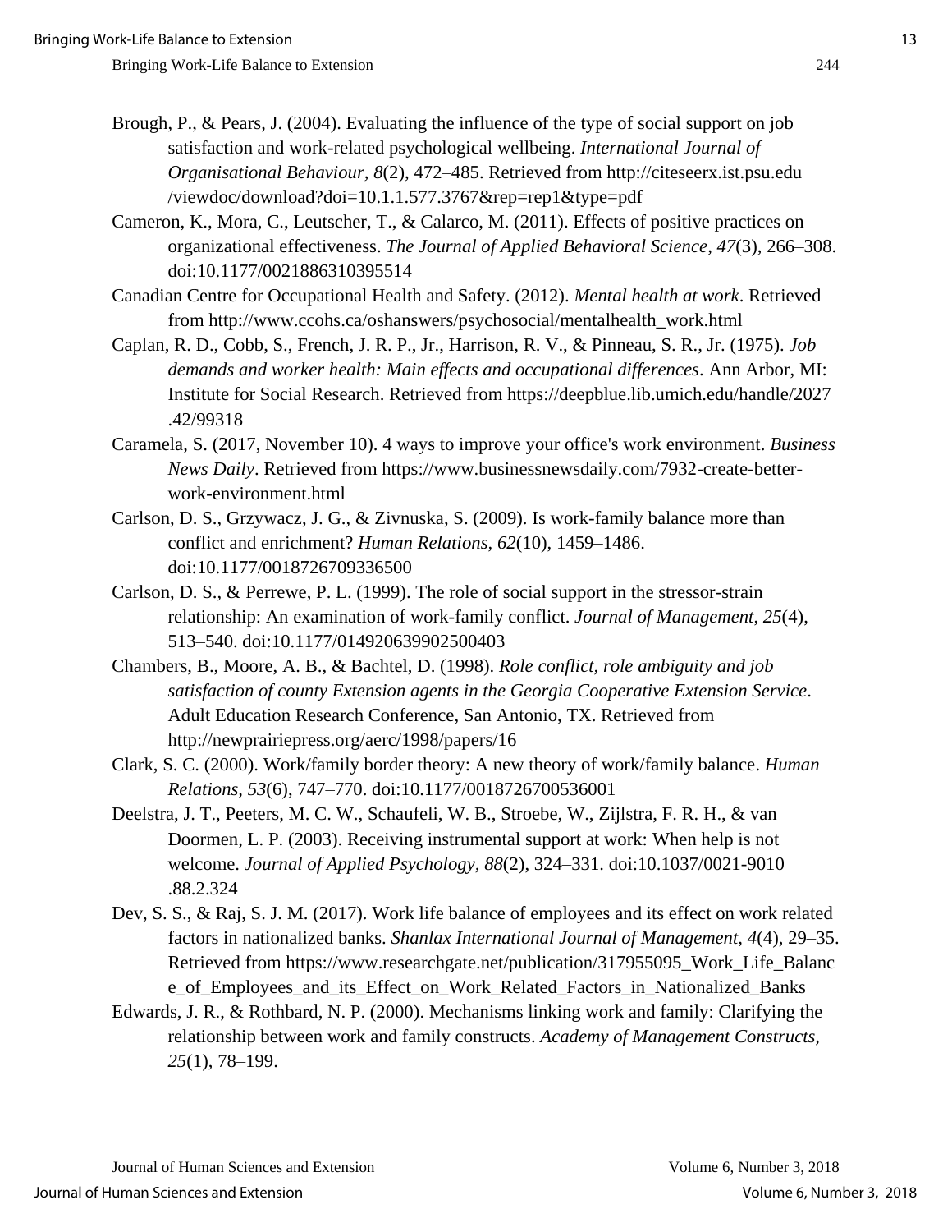Brough, P., & Pears, J. (2004). Evaluating the influence of the type of social support on job satisfaction and work-related psychological wellbeing. *International Journal of Organisational Behaviour, 8*(2), 472–485. Retrieved from http://citeseerx.ist.psu.edu /viewdoc/download?doi=10.1.1.577.3767&rep=rep1&type=pdf

Cameron, K., Mora, C., Leutscher, T., & Calarco, M. (2011). Effects of positive practices on organizational effectiveness. *The Journal of Applied Behavioral Science, 47*(3), 266–308. doi:10.1177/0021886310395514

Canadian Centre for Occupational Health and Safety. (2012). *Mental health at work*. Retrieved from http://www.ccohs.ca/oshanswers/psychosocial/mentalhealth_work.html

Caplan, R. D., Cobb, S., French, J. R. P., Jr., Harrison, R. V., & Pinneau, S. R., Jr. (1975). *Job demands and worker health: Main effects and occupational differences*. Ann Arbor, MI: Institute for Social Research. Retrieved from https://deepblue.lib.umich.edu/handle/2027 .42/99318

Caramela, S. (2017, November 10). 4 ways to improve your office's work environment. *Business News Daily*. Retrieved from https://www.businessnewsdaily.com/7932-create-better-work-environment.html

Carlson, D. S., Grzywacz, J. G., & Zivnuska, S. (2009). Is work-family balance more than conflict and enrichment? *Human Relations, 62*(10), 1459–1486. doi:10.1177/0018726709336500

Carlson, D. S., & Perrewe, P. L. (1999). The role of social support in the stressor-strain relationship: An examination of work-family conflict. *Journal of Management*, *25*(4), 513–540. doi:10.1177/014920639902500403

Chambers, B., Moore, A. B., & Bachtel, D. (1998). *Role conflict, role ambiguity and job satisfaction of county Extension agents in the Georgia Cooperative Extension Service*. Adult Education Research Conference, San Antonio, TX. Retrieved from http://newprairiepress.org/aerc/1998/papers/16

Clark, S. C. (2000). Work/family border theory: A new theory of work/family balance. *Human Relations, 53*(6), 747–770. doi:10.1177/0018726700536001

Deelstra, J. T., Peeters, M. C. W., Schaufeli, W. B., Stroebe, W., Zijlstra, F. R. H., & van Doormen, L. P. (2003). Receiving instrumental support at work: When help is not welcome. *Journal of Applied Psychology, 88*(2), 324–331. doi:10.1037/0021-9010 .88.2.324

Dev, S. S., & Raj, S. J. M. (2017). Work life balance of employees and its effect on work related factors in nationalized banks. *Shanlax International Journal of Management, 4*(4), 29–35. Retrieved from https://www.researchgate.net/publication/317955095_Work_Life_Balance_of_Employees_and_its_Effect_on_Work_Related_Factors_in_Nationalized_Banks

Edwards, J. R., & Rothbard, N. P. (2000). Mechanisms linking work and family: Clarifying the relationship between work and family constructs. *Academy of Management Constructs, 25*(1), 78–199.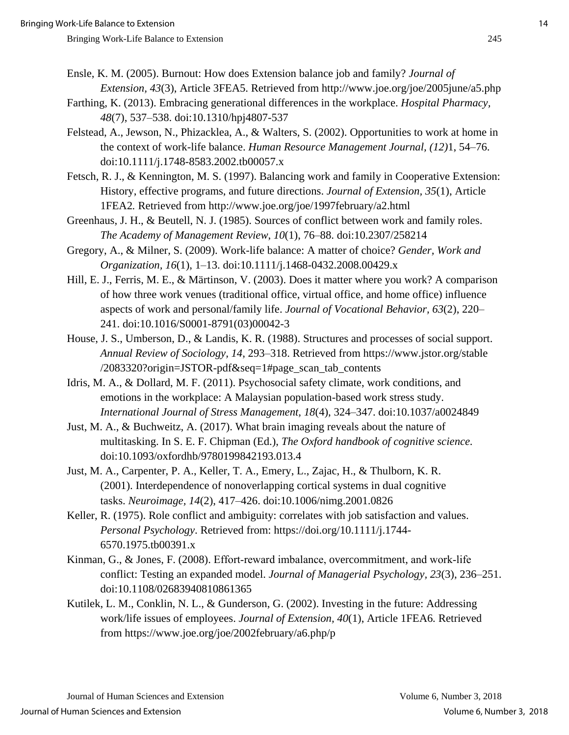Ensle, K. M. (2005). Burnout: How does Extension balance job and family? *Journal of Extension, 43*(3), Article 3FEA5. Retrieved from http://www.joe.org/joe/2005june/a5.php

Farthing, K. (2013). Embracing generational differences in the workplace. *Hospital Pharmacy, 48*(7), 537–538. doi:10.1310/hpj4807-537

Felstead, A., Jewson, N., Phizacklea, A., & Walters, S. (2002). Opportunities to work at home in the context of work-life balance. *Human Resource Management Journal, (12)*1, 54–76. doi:10.1111/j.1748-8583.2002.tb00057.x

Fetsch, R. J., & Kennington, M. S. (1997). Balancing work and family in Cooperative Extension: History, effective programs, and future directions. *Journal of Extension, 35*(1), Article 1FEA2. Retrieved from http://www.joe.org/joe/1997february/a2.html

Greenhaus, J. H., & Beutell, N. J. (1985). Sources of conflict between work and family roles. *The Academy of Management Review*, *10*(1), 76–88. doi:10.2307/258214

Gregory, A., & Milner, S. (2009). Work-life balance: A matter of choice? *Gender, Work and Organization, 16*(1), 1–13. doi:10.1111/j.1468-0432.2008.00429.x

Hill, E. J., Ferris, M. E., & Märtinson, V. (2003). Does it matter where you work? A comparison of how three work venues (traditional office, virtual office, and home office) influence aspects of work and personal/family life. *Journal of Vocational Behavior, 63*(2), 220–241. doi:10.1016/S0001-8791(03)00042-3

House, J. S., Umberson, D., & Landis, K. R. (1988). Structures and processes of social support. *Annual Review of Sociology, 14*, 293–318. Retrieved from https://www.jstor.org/stable/2083320?origin=JSTOR-pdf&seq=1#page_scan_tab_contents

Idris, M. A., & Dollard, M. F. (2011). Psychosocial safety climate, work conditions, and emotions in the workplace: A Malaysian population-based work stress study. *International Journal of Stress Management, 18*(4), 324–347. doi:10.1037/a0024849

Just, M. A., & Buchweitz, A. (2017). What brain imaging reveals about the nature of multitasking. In S. E. F. Chipman (Ed.), *The Oxford handbook of cognitive science.* doi:10.1093/oxfordhb/9780199842193.013.4

Just, M. A., Carpenter, P. A., Keller, T. A., Emery, L., Zajac, H., & Thulborn, K. R. (2001). Interdependence of nonoverlapping cortical systems in dual cognitive tasks. *Neuroimage, 14*(2), 417–426. doi:10.1006/nimg.2001.0826

Keller, R. (1975). Role conflict and ambiguity: correlates with job satisfaction and values. *Personal Psychology*. Retrieved from: https://doi.org/10.1111/j.1744-6570.1975.tb00391.x

Kinman, G., & Jones, F. (2008). Effort-reward imbalance, overcommitment, and work-life conflict: Testing an expanded model. *Journal of Managerial Psychology, 23*(3), 236–251. doi:10.1108/02683940810861365

Kutilek, L. M., Conklin, N. L., & Gunderson, G. (2002). Investing in the future: Addressing work/life issues of employees. *Journal of Extension, 40*(1), Article 1FEA6. Retrieved from https://www.joe.org/joe/2002february/a6.php/p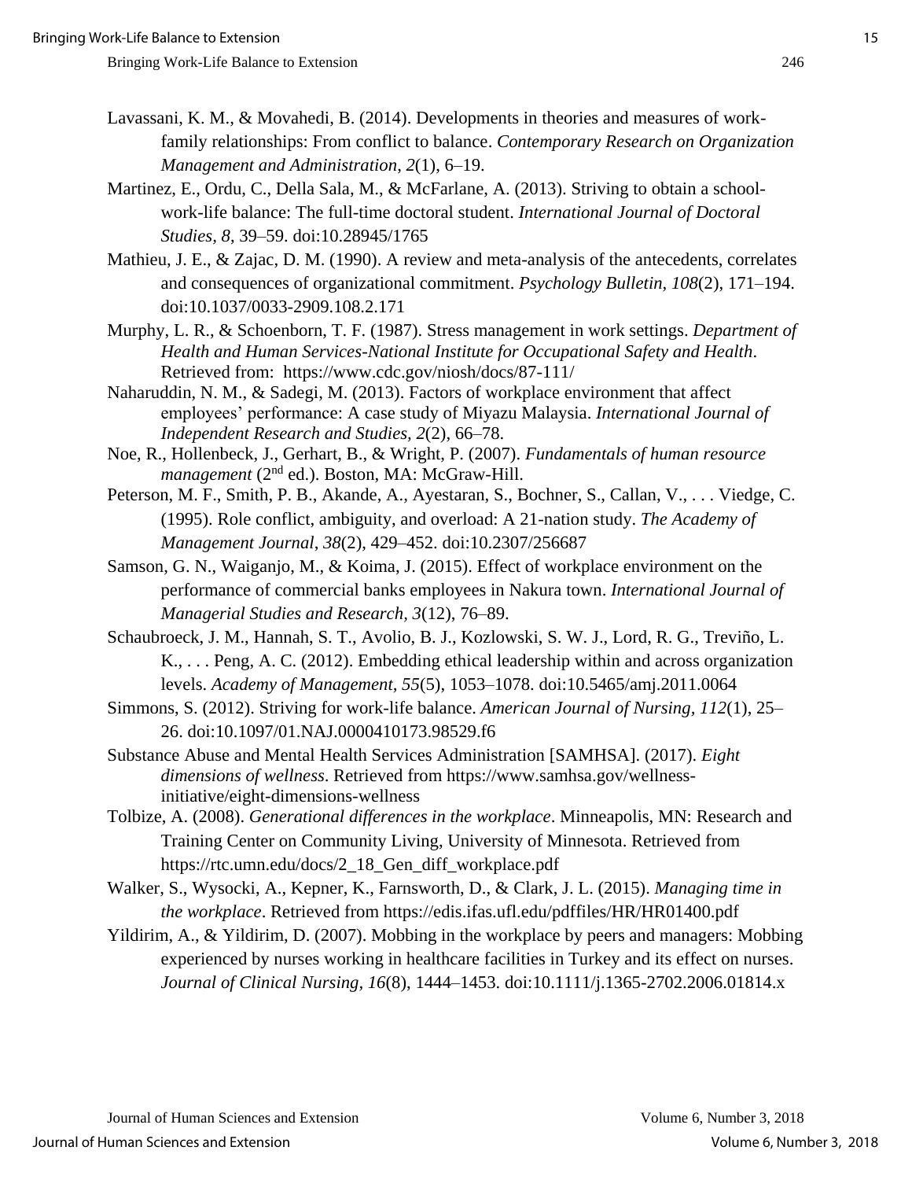Lavassani, K. M., & Movahedi, B. (2014). Developments in theories and measures of work-family relationships: From conflict to balance. *Contemporary Research on Organization Management and Administration*, *2*(1), 6–19.

Martinez, E., Ordu, C., Della Sala, M., & McFarlane, A. (2013). Striving to obtain a school-work-life balance: The full-time doctoral student. *International Journal of Doctoral Studies, 8*, 39–59. doi:10.28945/1765

Mathieu, J. E., & Zajac, D. M. (1990). A review and meta-analysis of the antecedents, correlates and consequences of organizational commitment. *Psychology Bulletin, 108*(2), 171–194. doi:10.1037/0033-2909.108.2.171

Murphy, L. R., & Schoenborn, T. F. (1987). Stress management in work settings. *Department of Health and Human Services-National Institute for Occupational Safety and Health*. Retrieved from: https://www.cdc.gov/niosh/docs/87-111/

Naharuddin, N. M., & Sadegi, M. (2013). Factors of workplace environment that affect employees' performance: A case study of Miyazu Malaysia. *International Journal of Independent Research and Studies*, *2*(2), 66–78.

Noe, R., Hollenbeck, J., Gerhart, B., & Wright, P. (2007). *Fundamentals of human resource management* (2nd ed.). Boston, MA: McGraw-Hill.

Peterson, M. F., Smith, P. B., Akande, A., Ayestaran, S., Bochner, S., Callan, V., . . . Viedge, C. (1995). Role conflict, ambiguity, and overload: A 21-nation study. *The Academy of Management Journal*, *38*(2), 429–452. doi:10.2307/256687

Samson, G. N., Waiganjo, M., & Koima, J. (2015). Effect of workplace environment on the performance of commercial banks employees in Nakura town. *International Journal of Managerial Studies and Research, 3*(12), 76–89.

Schaubroeck, J. M., Hannah, S. T., Avolio, B. J., Kozlowski, S. W. J., Lord, R. G., Treviño, L. K., . . . Peng, A. C. (2012). Embedding ethical leadership within and across organization levels. *Academy of Management, 55*(5), 1053–1078. doi:10.5465/amj.2011.0064

Simmons, S. (2012). Striving for work-life balance. *American Journal of Nursing, 112*(1), 25–26. doi:10.1097/01.NAJ.0000410173.98529.f6

Substance Abuse and Mental Health Services Administration [SAMHSA]. (2017). *Eight dimensions of wellness*. Retrieved from https://www.samhsa.gov/wellness-initiative/eight-dimensions-wellness

Tolbize, A. (2008). *Generational differences in the workplace*. Minneapolis, MN: Research and Training Center on Community Living, University of Minnesota. Retrieved from https://rtc.umn.edu/docs/2_18_Gen_diff_workplace.pdf

Walker, S., Wysocki, A., Kepner, K., Farnsworth, D., & Clark, J. L. (2015). *Managing time in the workplace*. Retrieved from https://edis.ifas.ufl.edu/pdffiles/HR/HR01400.pdf

Yildirim, A., & Yildirim, D. (2007). Mobbing in the workplace by peers and managers: Mobbing experienced by nurses working in healthcare facilities in Turkey and its effect on nurses. *Journal of Clinical Nursing*, *16*(8), 1444–1453. doi:10.1111/j.1365-2702.2006.01814.x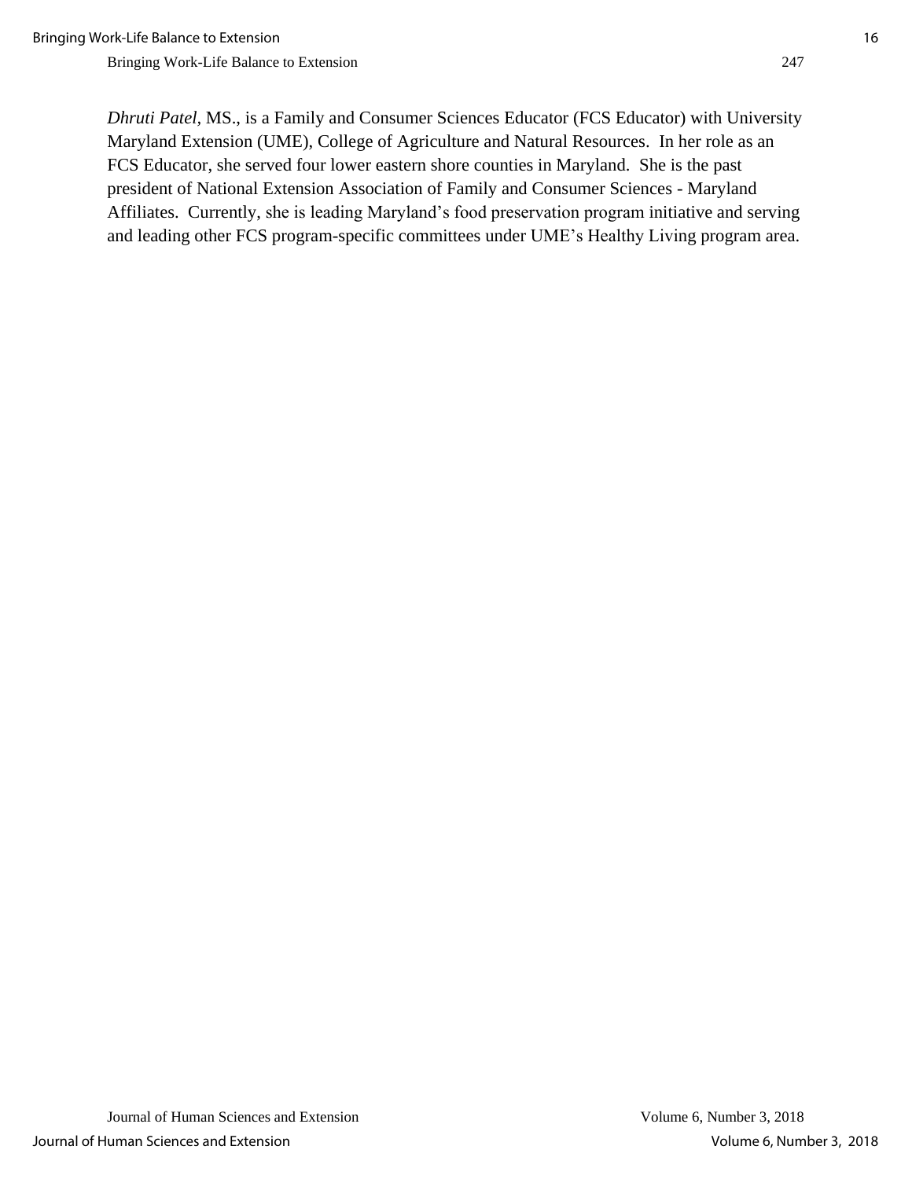*Dhruti Patel*, MS., is a Family and Consumer Sciences Educator (FCS Educator) with University Maryland Extension (UME), College of Agriculture and Natural Resources. In her role as an FCS Educator, she served four lower eastern shore counties in Maryland. She is the past president of National Extension Association of Family and Consumer Sciences - Maryland Affiliates. Currently, she is leading Maryland's food preservation program initiative and serving and leading other FCS program-specific committees under UME's Healthy Living program area.